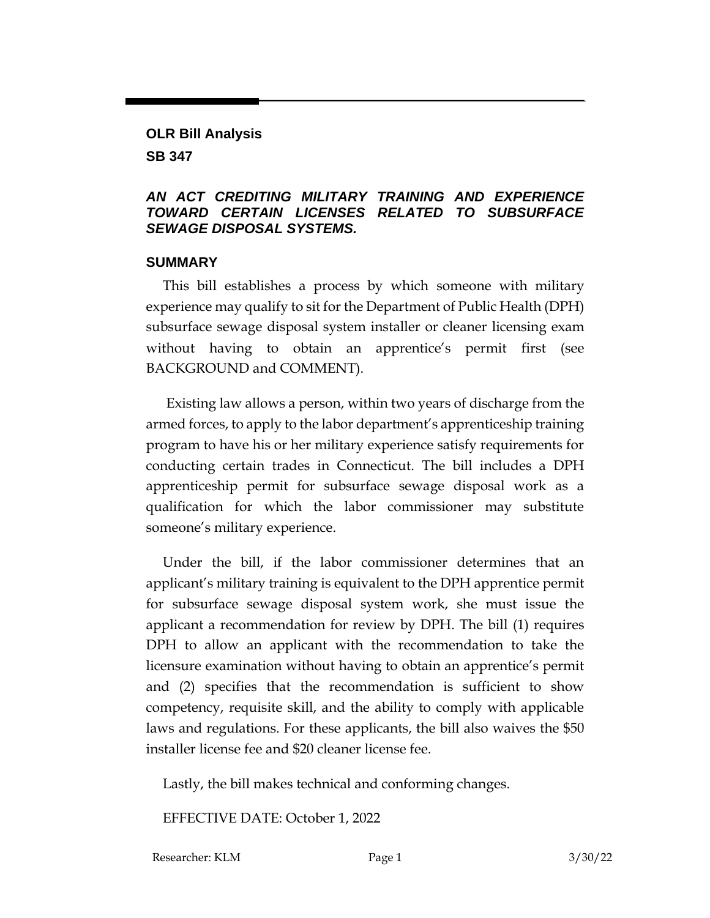**OLR Bill Analysis**

**SB 347**

***AN ACT CREDITING MILITARY TRAINING AND EXPERIENCE TOWARD CERTAIN LICENSES RELATED TO SUBSURFACE SEWAGE DISPOSAL SYSTEMS.***

## SUMMARY

This bill establishes a process by which someone with military experience may qualify to sit for the Department of Public Health (DPH) subsurface sewage disposal system installer or cleaner licensing exam without having to obtain an apprentice's permit first (see BACKGROUND and COMMENT).

Existing law allows a person, within two years of discharge from the armed forces, to apply to the labor department's apprenticeship training program to have his or her military experience satisfy requirements for conducting certain trades in Connecticut. The bill includes a DPH apprenticeship permit for subsurface sewage disposal work as a qualification for which the labor commissioner may substitute someone's military experience.

Under the bill, if the labor commissioner determines that an applicant's military training is equivalent to the DPH apprentice permit for subsurface sewage disposal system work, she must issue the applicant a recommendation for review by DPH. The bill (1) requires DPH to allow an applicant with the recommendation to take the licensure examination without having to obtain an apprentice's permit and (2) specifies that the recommendation is sufficient to show competency, requisite skill, and the ability to comply with applicable laws and regulations. For these applicants, the bill also waives the $50 installer license fee and $20 cleaner license fee.

Lastly, the bill makes technical and conforming changes.

EFFECTIVE DATE: October 1, 2022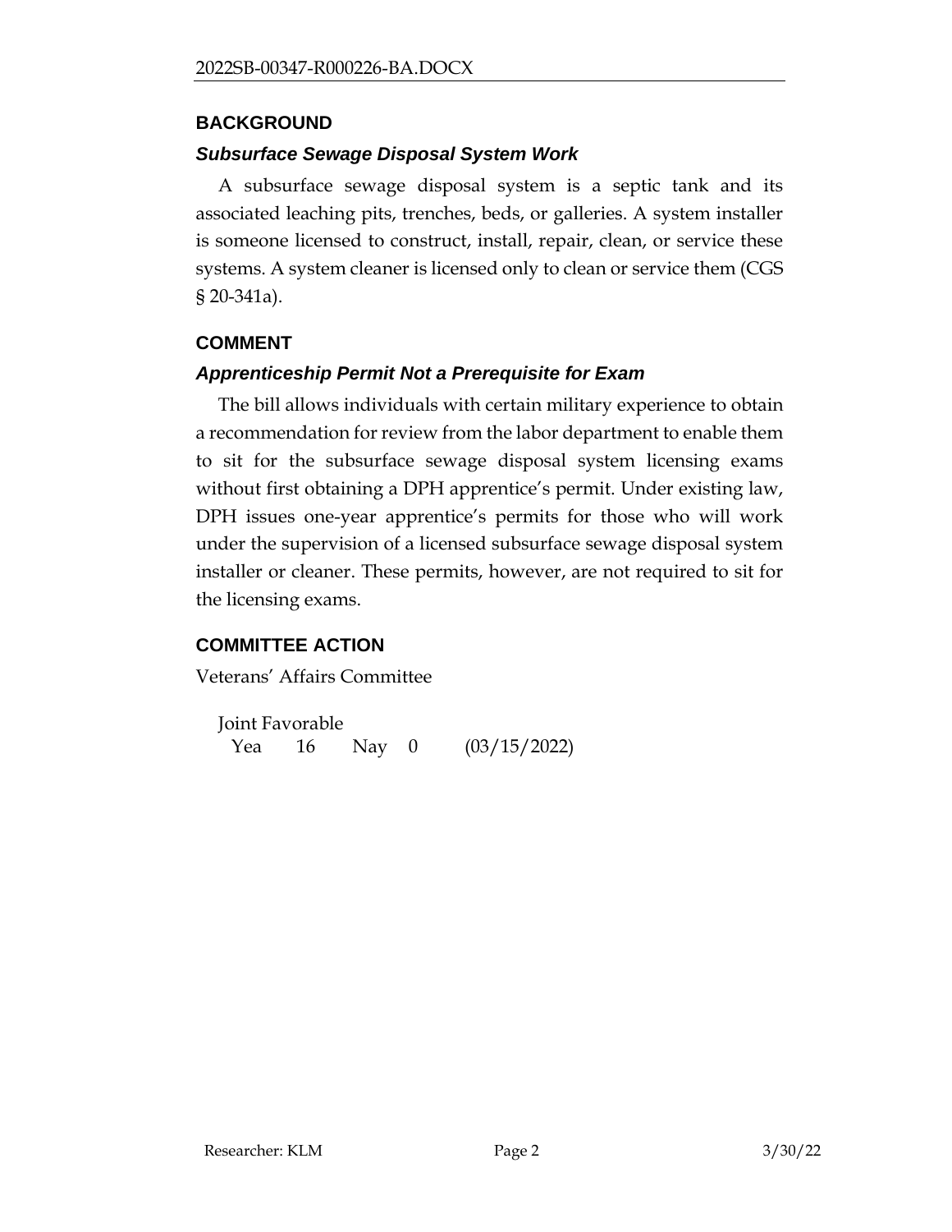## BACKGROUND

### *Subsurface Sewage Disposal System Work*

A subsurface sewage disposal system is a septic tank and its associated leaching pits, trenches, beds, or galleries. A system installer is someone licensed to construct, install, repair, clean, or service these systems. A system cleaner is licensed only to clean or service them (CGS § 20-341a).

## COMMENT

### *Apprenticeship Permit Not a Prerequisite for Exam*

The bill allows individuals with certain military experience to obtain a recommendation for review from the labor department to enable them to sit for the subsurface sewage disposal system licensing exams without first obtaining a DPH apprentice's permit. Under existing law, DPH issues one-year apprentice's permits for those who will work under the supervision of a licensed subsurface sewage disposal system installer or cleaner. These permits, however, are not required to sit for the licensing exams.

## COMMITTEE ACTION

Veterans' Affairs Committee

Joint Favorable
Yea 16 Nay 0 (03/15/2022)